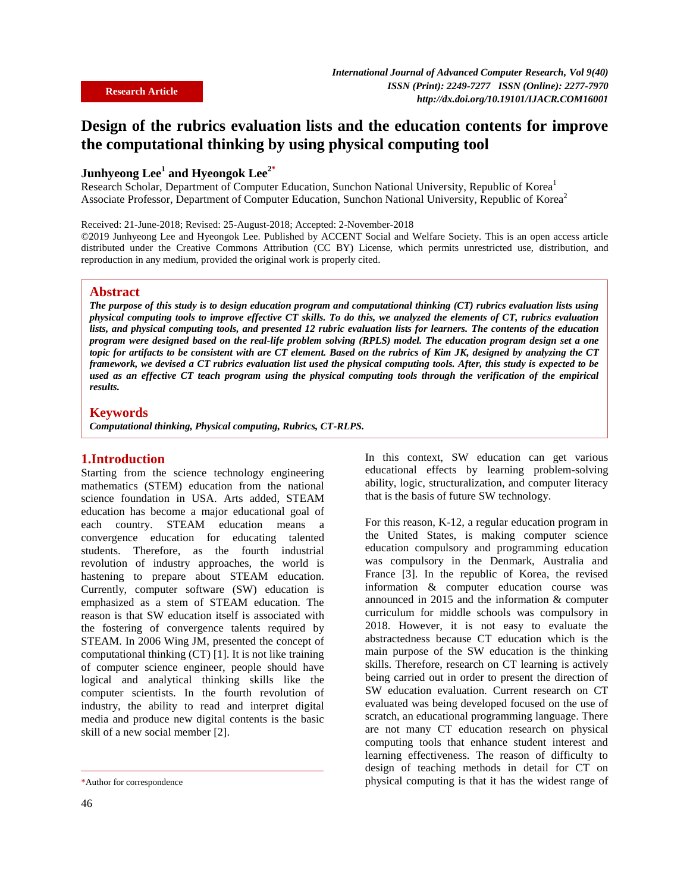Research Article

# Design of the rubrics evaluation lists and the education contents for improve the computational thinking by using physical computing tool

**Junhyeong Lee[1] and Hyeongok Lee[2*]**

Research Scholar, Department of Computer Education, Sunchon National University, Republic of Korea[1]
Associate Professor, Department of Computer Education, Sunchon National University, Republic of Korea[2]

Received: 21-June-2018; Revised: 25-August-2018; Accepted: 2-November-2018
©2019 Junhyeong Lee and Hyeongok Lee. Published by ACCENT Social and Welfare Society. This is an open access article distributed under the Creative Commons Attribution (CC BY) License, which permits unrestricted use, distribution, and reproduction in any medium, provided the original work is properly cited.

## Abstract

***The purpose of this study is to design education program and computational thinking (CT) rubrics evaluation lists using physical computing tools to improve effective CT skills. To do this, we analyzed the elements of CT, rubrics evaluation lists, and physical computing tools, and presented 12 rubric evaluation lists for learners. The contents of the education program were designed based on the real-life problem solving (RPLS) model. The education program design set a one topic for artifacts to be consistent with are CT element. Based on the rubrics of Kim JK, designed by analyzing the CT framework, we devised a CT rubrics evaluation list used the physical computing tools. After, this study is expected to be used as an effective CT teach program using the physical computing tools through the verification of the empirical results.***

## Keywords

***Computational thinking, Physical computing, Rubrics, CT-RLPS.***

## 1.Introduction

Starting from the science technology engineering mathematics (STEM) education from the national science foundation in USA. Arts added, STEAM education has become a major educational goal of each country. STEAM education means a convergence education for educating talented students. Therefore, as the fourth industrial revolution of industry approaches, the world is hastening to prepare about STEAM education. Currently, computer software (SW) education is emphasized as a stem of STEAM education. The reason is that SW education itself is associated with the fostering of convergence talents required by STEAM. In 2006 Wing JM, presented the concept of computational thinking (CT) [1]. It is not like training of computer science engineer, people should have logical and analytical thinking skills like the computer scientists. In the fourth revolution of industry, the ability to read and interpret digital media and produce new digital contents is the basic skill of a new social member [2].

In this context, SW education can get various educational effects by learning problem-solving ability, logic, structuralization, and computer literacy that is the basis of future SW technology.

For this reason, K-12, a regular education program in the United States, is making computer science education compulsory and programming education was compulsory in the Denmark, Australia and France [3]. In the republic of Korea, the revised information & computer education course was announced in 2015 and the information & computer curriculum for middle schools was compulsory in 2018. However, it is not easy to evaluate the abstractedness because CT education which is the main purpose of the SW education is the thinking skills. Therefore, research on CT learning is actively being carried out in order to present the direction of SW education evaluation. Current research on CT evaluated was being developed focused on the use of scratch, an educational programming language. There are not many CT education research on physical computing tools that enhance student interest and learning effectiveness. The reason of difficulty to design of teaching methods in detail for CT on physical computing is that it has the widest range of

*Author for correspondence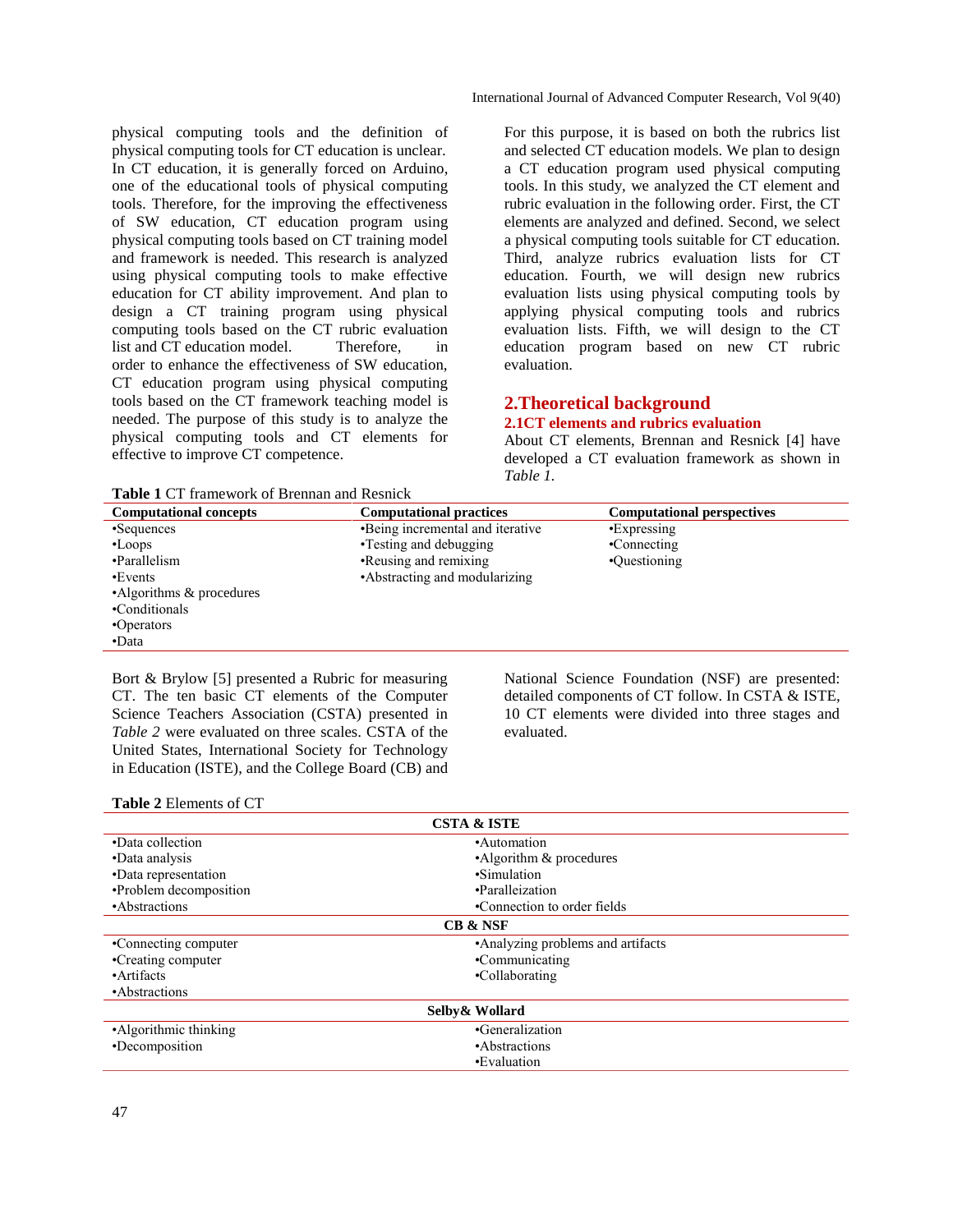physical computing tools and the definition of physical computing tools for CT education is unclear. In CT education, it is generally forced on Arduino, one of the educational tools of physical computing tools. Therefore, for the improving the effectiveness of SW education, CT education program using physical computing tools based on CT training model and framework is needed. This research is analyzed using physical computing tools to make effective education for CT ability improvement. And plan to design a CT training program using physical computing tools based on the CT rubric evaluation list and CT education model. Therefore, in order to enhance the effectiveness of SW education, CT education program using physical computing tools based on the CT framework teaching model is needed. The purpose of this study is to analyze the physical computing tools and CT elements for effective to improve CT competence.

For this purpose, it is based on both the rubrics list and selected CT education models. We plan to design a CT education program used physical computing tools. In this study, we analyzed the CT element and rubric evaluation in the following order. First, the CT elements are analyzed and defined. Second, we select a physical computing tools suitable for CT education. Third, analyze rubrics evaluation lists for CT education. Fourth, we will design new rubrics evaluation lists using physical computing tools by applying physical computing tools and rubrics evaluation lists. Fifth, we will design to the CT education program based on new CT rubric evaluation.

## 2.Theoretical background

### 2.1CT elements and rubrics evaluation

About CT elements, Brennan and Resnick [4] have developed a CT evaluation framework as shown in *Table 1*.

**Table 1** CT framework of Brennan and Resnick

| Computational concepts | Computational practices | Computational perspectives |
|---|---|---|
| •Sequences | •Being incremental and iterative | •Expressing |
| •Loops | •Testing and debugging | •Connecting |
| •Parallelism | •Reusing and remixing | •Questioning |
| •Events | •Abstracting and modularizing | |
| •Algorithms & procedures | | |
| •Conditionals | | |
| •Operators | | |
| •Data | | |

Bort & Brylow [5] presented a Rubric for measuring CT. The ten basic CT elements of the Computer Science Teachers Association (CSTA) presented in *Table 2* were evaluated on three scales. CSTA of the United States, International Society for Technology in Education (ISTE), and the College Board (CB) and National Science Foundation (NSF) are presented: detailed components of CT follow. In CSTA & ISTE, 10 CT elements were divided into three stages and evaluated.

**Table 2** Elements of CT

| CSTA & ISTE | |
|---|---|
| •Data collection | •Automation |
| •Data analysis | •Algorithm & procedures |
| •Data representation | •Simulation |
| •Problem decomposition | •Paralleization |
| •Abstractions | •Connection to order fields |
| **CB & NSF** | |
| •Connecting computer | •Analyzing problems and artifacts |
| •Creating computer | •Communicating |
| •Artifacts | •Collaborating |
| •Abstractions | |
| **Selby& Wollard** | |
| •Algorithmic thinking | •Generalization |
| •Decomposition | •Abstractions |
| | •Evaluation |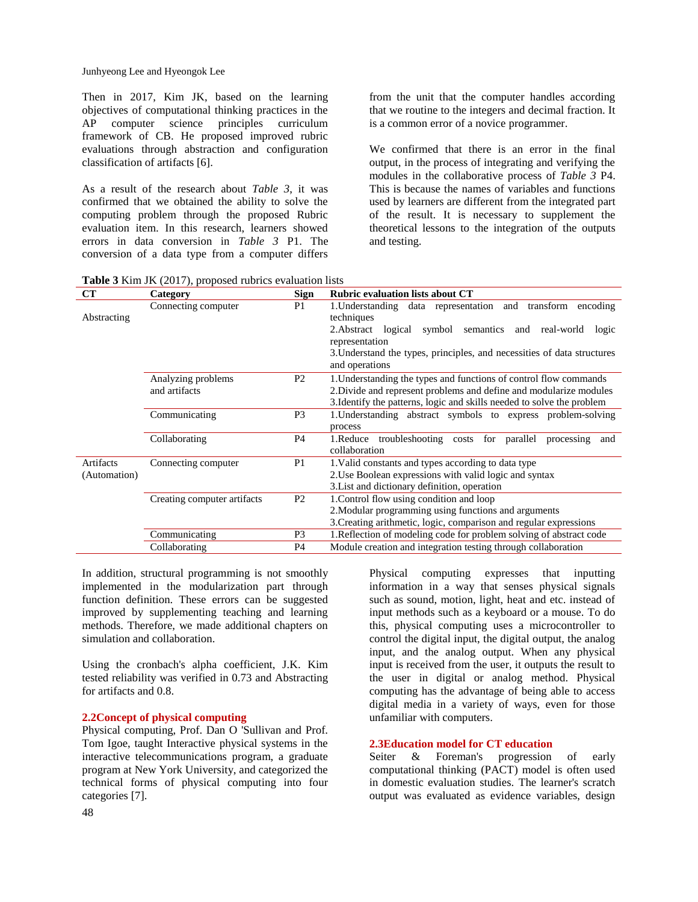Then in 2017, Kim JK, based on the learning objectives of computational thinking practices in the AP computer science principles curriculum framework of CB. He proposed improved rubric evaluations through abstraction and configuration classification of artifacts [6].

As a result of the research about *Table 3*, it was confirmed that we obtained the ability to solve the computing problem through the proposed Rubric evaluation item. In this research, learners showed errors in data conversion in *Table 3* P1. The conversion of a data type from a computer differs from the unit that the computer handles according that we routine to the integers and decimal fraction. It is a common error of a novice programmer.

We confirmed that there is an error in the final output, in the process of integrating and verifying the modules in the collaborative process of *Table 3* P4. This is because the names of variables and functions used by learners are different from the integrated part of the result. It is necessary to supplement the theoretical lessons to the integration of the outputs and testing.

**Table 3** Kim JK (2017), proposed rubrics evaluation lists

| CT | Category | Sign | Rubric evaluation lists about CT |
|---|---|---|---|
| Abstracting | Connecting computer | P1 | 1.Understanding data representation and transform encoding techniques<br>2.Abstract logical symbol semantics and real-world logic representation<br>3.Understand the types, principles, and necessities of data structures and operations |
| | Analyzing problems and artifacts | P2 | 1.Understanding the types and functions of control flow commands<br>2.Divide and represent problems and define and modularize modules<br>3.Identify the patterns, logic and skills needed to solve the problem |
| | Communicating | P3 | 1.Understanding abstract symbols to express problem-solving process |
| | Collaborating | P4 | 1.Reduce troubleshooting costs for parallel processing and collaboration |
| Artifacts (Automation) | Connecting computer | P1 | 1.Valid constants and types according to data type<br>2.Use Boolean expressions with valid logic and syntax<br>3.List and dictionary definition, operation |
| | Creating computer artifacts | P2 | 1.Control flow using condition and loop<br>2.Modular programming using functions and arguments<br>3.Creating arithmetic, logic, comparison and regular expressions |
| | Communicating | P3 | 1.Reflection of modeling code for problem solving of abstract code |
| | Collaborating | P4 | Module creation and integration testing through collaboration |

In addition, structural programming is not smoothly implemented in the modularization part through function definition. These errors can be suggested improved by supplementing teaching and learning methods. Therefore, we made additional chapters on simulation and collaboration.

Using the cronbach's alpha coefficient, J.K. Kim tested reliability was verified in 0.73 and Abstracting for artifacts and 0.8.

### 2.2 Concept of physical computing

Physical computing, Prof. Dan O 'Sullivan and Prof. Tom Igoe, taught Interactive physical systems in the interactive telecommunications program, a graduate program at New York University, and categorized the technical forms of physical computing into four categories [7].

Physical computing expresses that inputting information in a way that senses physical signals such as sound, motion, light, heat and etc. instead of input methods such as a keyboard or a mouse. To do this, physical computing uses a microcontroller to control the digital input, the digital output, the analog input, and the analog output. When any physical input is received from the user, it outputs the result to the user in digital or analog method. Physical computing has the advantage of being able to access digital media in a variety of ways, even for those unfamiliar with computers.

### 2.3 Education model for CT education

Seiter & Foreman's progression of early computational thinking (PACT) model is often used in domestic evaluation studies. The learner's scratch output was evaluated as evidence variables, design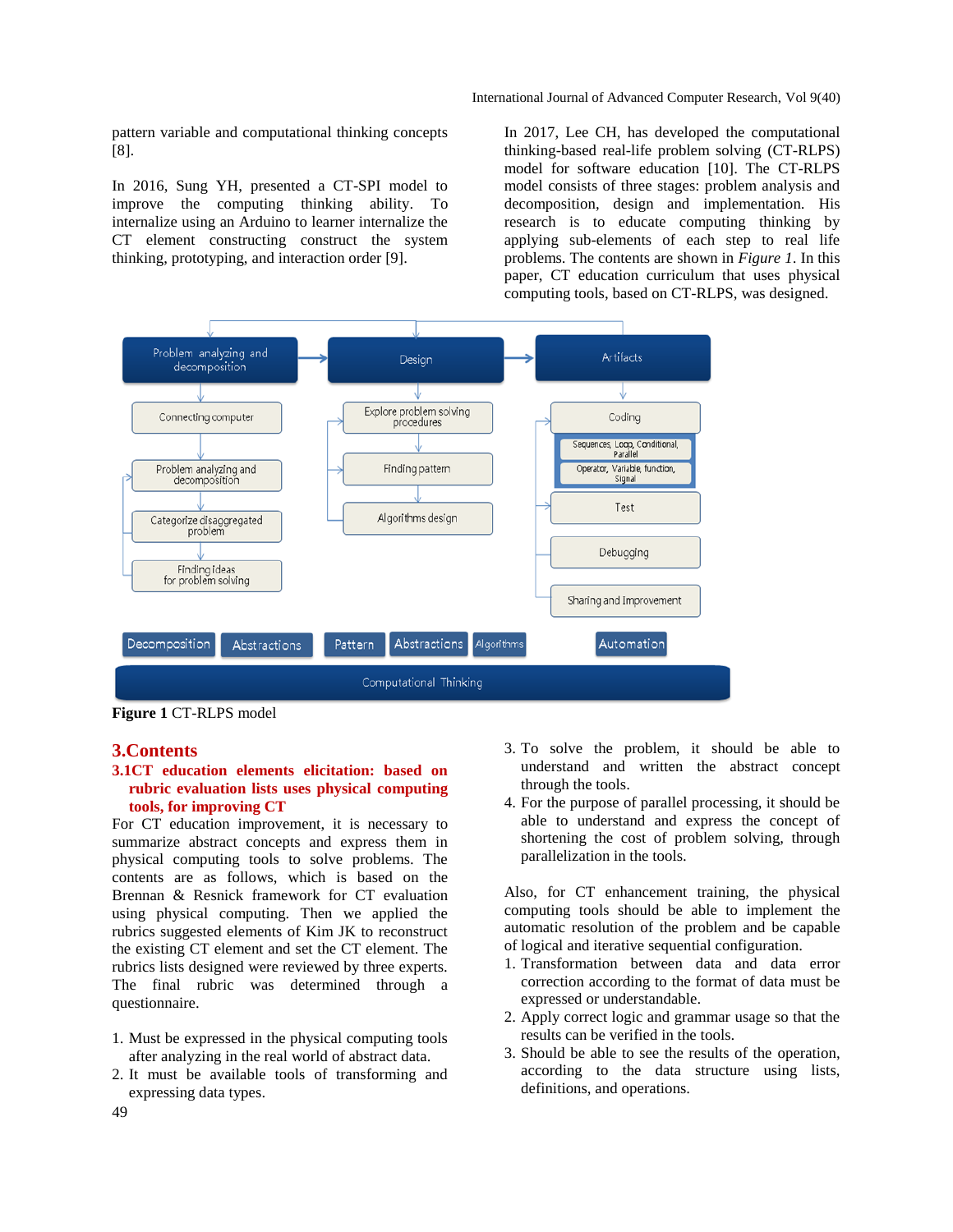pattern variable and computational thinking concepts [8].

In 2016, Sung YH, presented a CT-SPI model to improve the computing thinking ability. To internalize using an Arduino to learner internalize the CT element constructing construct the system thinking, prototyping, and interaction order [9].

In 2017, Lee CH, has developed the computational thinking-based real-life problem solving (CT-RLPS) model for software education [10]. The CT-RLPS model consists of three stages: problem analysis and decomposition, design and implementation. His research is to educate computing thinking by applying sub-elements of each step to real life problems. The contents are shown in *Figure 1*. In this paper, CT education curriculum that uses physical computing tools, based on CT-RLPS, was designed.

**Figure 1** CT-RLPS model

## 3.Contents

### 3.1CT education elements elicitation: based on rubric evaluation lists uses physical computing tools, for improving CT

For CT education improvement, it is necessary to summarize abstract concepts and express them in physical computing tools to solve problems. The contents are as follows, which is based on the Brennan & Resnick framework for CT evaluation using physical computing. Then we applied the rubrics suggested elements of Kim JK to reconstruct the existing CT element and set the CT element. The rubrics lists designed were reviewed by three experts. The final rubric was determined through a questionnaire.

1. Must be expressed in the physical computing tools after analyzing in the real world of abstract data.
2. It must be available tools of transforming and expressing data types.
3. To solve the problem, it should be able to understand and written the abstract concept through the tools.
4. For the purpose of parallel processing, it should be able to understand and express the concept of shortening the cost of problem solving, through parallelization in the tools.

Also, for CT enhancement training, the physical computing tools should be able to implement the automatic resolution of the problem and be capable of logical and iterative sequential configuration.

1. Transformation between data and data error correction according to the format of data must be expressed or understandable.
2. Apply correct logic and grammar usage so that the results can be verified in the tools.
3. Should be able to see the results of the operation, according to the data structure using lists, definitions, and operations.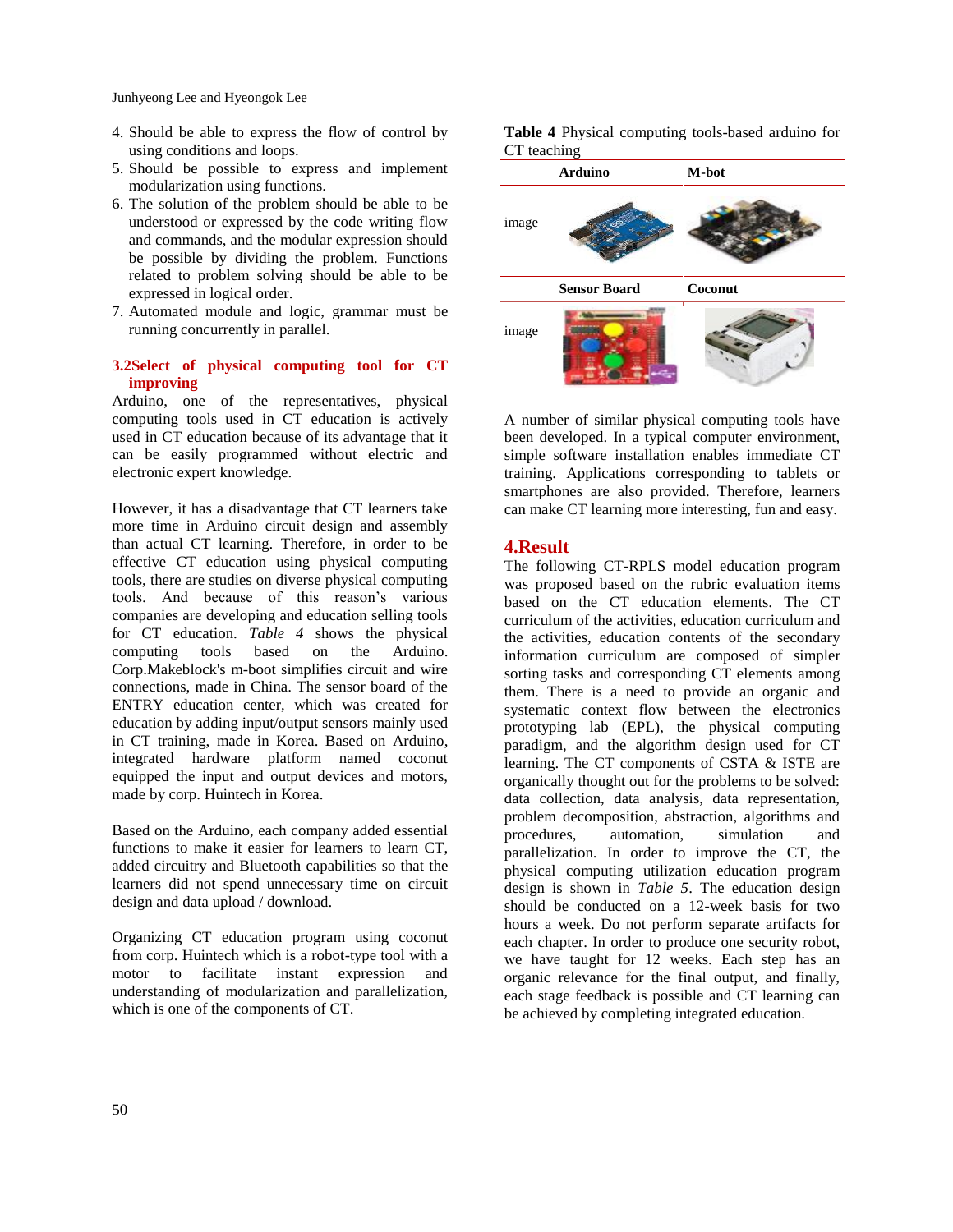4. Should be able to express the flow of control by using conditions and loops.
5. Should be possible to express and implement modularization using functions.
6. The solution of the problem should be able to be understood or expressed by the code writing flow and commands, and the modular expression should be possible by dividing the problem. Functions related to problem solving should be able to be expressed in logical order.
7. Automated module and logic, grammar must be running concurrently in parallel.

### 3.2Select of physical computing tool for CT improving

Arduino, one of the representatives, physical computing tools used in CT education is actively used in CT education because of its advantage that it can be easily programmed without electric and electronic expert knowledge.

However, it has a disadvantage that CT learners take more time in Arduino circuit design and assembly than actual CT learning. Therefore, in order to be effective CT education using physical computing tools, there are studies on diverse physical computing tools. And because of this reason's various companies are developing and education selling tools for CT education. *Table 4* shows the physical computing tools based on the Arduino. Corp.Makeblock's m-boot simplifies circuit and wire connections, made in China. The sensor board of the ENTRY education center, which was created for education by adding input/output sensors mainly used in CT training, made in Korea. Based on Arduino, integrated hardware platform named coconut equipped the input and output devices and motors, made by corp. Huintech in Korea.

Based on the Arduino, each company added essential functions to make it easier for learners to learn CT, added circuitry and Bluetooth capabilities so that the learners did not spend unnecessary time on circuit design and data upload / download.

Organizing CT education program using coconut from corp. Huintech which is a robot-type tool with a motor to facilitate instant expression and understanding of modularization and parallelization, which is one of the components of CT.

**Table 4** Physical computing tools-based arduino for CT teaching

| | Arduino | M-bot |
|---|---|---|
| image | | |
| | **Sensor Board** | **Coconut** |
| image | | |

A number of similar physical computing tools have been developed. In a typical computer environment, simple software installation enables immediate CT training. Applications corresponding to tablets or smartphones are also provided. Therefore, learners can make CT learning more interesting, fun and easy.

## 4.Result

The following CT-RPLS model education program was proposed based on the rubric evaluation items based on the CT education elements. The CT curriculum of the activities, education curriculum and the activities, education contents of the secondary information curriculum are composed of simpler sorting tasks and corresponding CT elements among them. There is a need to provide an organic and systematic context flow between the electronics prototyping lab (EPL), the physical computing paradigm, and the algorithm design used for CT learning. The CT components of CSTA & ISTE are organically thought out for the problems to be solved: data collection, data analysis, data representation, problem decomposition, abstraction, algorithms and procedures, automation, simulation and parallelization. In order to improve the CT, the physical computing utilization education program design is shown in *Table 5*. The education design should be conducted on a 12-week basis for two hours a week. Do not perform separate artifacts for each chapter. In order to produce one security robot, we have taught for 12 weeks. Each step has an organic relevance for the final output, and finally, each stage feedback is possible and CT learning can be achieved by completing integrated education.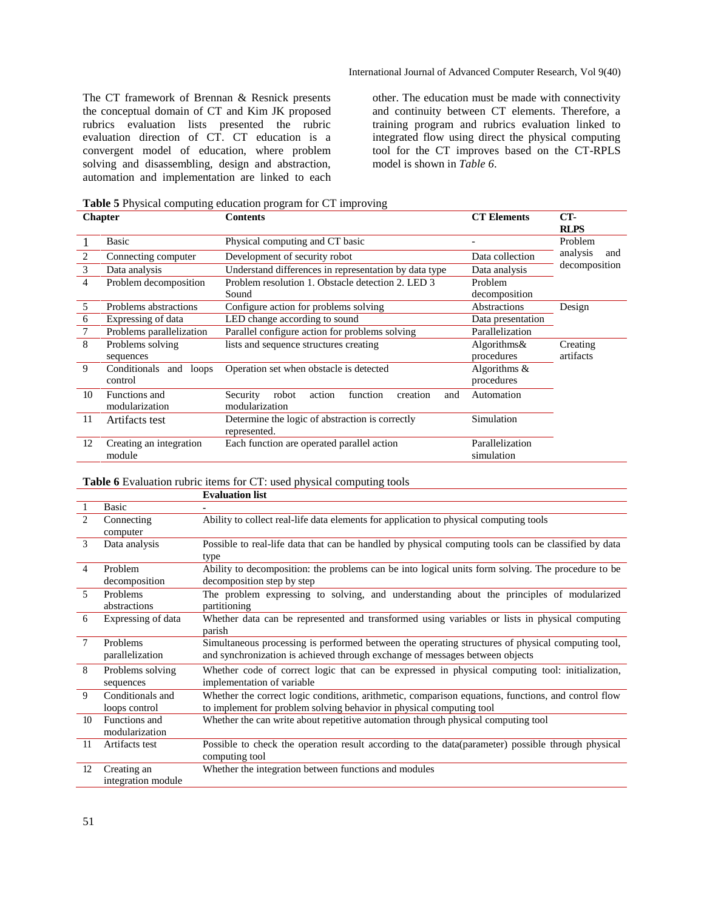The CT framework of Brennan & Resnick presents the conceptual domain of CT and Kim JK proposed rubrics evaluation lists presented the rubric evaluation direction of CT. CT education is a convergent model of education, where problem solving and disassembling, design and abstraction, automation and implementation are linked to each other. The education must be made with connectivity and continuity between CT elements. Therefore, a training program and rubrics evaluation linked to integrated flow using direct the physical computing tool for the CT improves based on the CT-RPLS model is shown in *Table 6*.

**Table 5** Physical computing education program for CT improving

| Chapter | | Contents | CT Elements | CT-RLPS |
|---|---|---|---|---|
| 1 | Basic | Physical computing and CT basic | - | Problem analysis and decomposition |
| 2 | Connecting computer | Development of security robot | Data collection | |
| 3 | Data analysis | Understand differences in representation by data type | Data analysis | |
| 4 | Problem decomposition | Problem resolution 1. Obstacle detection 2. LED 3 Sound | Problem decomposition | |
| 5 | Problems abstractions | Configure action for problems solving | Abstractions | Design |
| 6 | Expressing of data | LED change according to sound | Data presentation | |
| 7 | Problems parallelization | Parallel configure action for problems solving | Parallelization | |
| 8 | Problems solving sequences | lists and sequence structures creating | Algorithms& procedures | Creating artifacts |
| 9 | Conditionals and loops control | Operation set when obstacle is detected | Algorithms & procedures | |
| 10 | Functions and modularization | Security robot action function creation and modularization | Automation | |
| 11 | Artifacts test | Determine the logic of abstraction is correctly represented. | Simulation | |
| 12 | Creating an integration module | Each function are operated parallel action | Parallelization simulation | |

**Table 6** Evaluation rubric items for CT: used physical computing tools

| | | Evaluation list |
|---|---|---|
| 1 | Basic | - |
| 2 | Connecting computer | Ability to collect real-life data elements for application to physical computing tools |
| 3 | Data analysis | Possible to real-life data that can be handled by physical computing tools can be classified by data type |
| 4 | Problem decomposition | Ability to decomposition: the problems can be into logical units form solving. The procedure to be decomposition step by step |
| 5 | Problems abstractions | The problem expressing to solving, and understanding about the principles of modularized partitioning |
| 6 | Expressing of data | Whether data can be represented and transformed using variables or lists in physical computing parish |
| 7 | Problems parallelization | Simultaneous processing is performed between the operating structures of physical computing tool, and synchronization is achieved through exchange of messages between objects |
| 8 | Problems solving sequences | Whether code of correct logic that can be expressed in physical computing tool: initialization, implementation of variable |
| 9 | Conditionals and loops control | Whether the correct logic conditions, arithmetic, comparison equations, functions, and control flow to implement for problem solving behavior in physical computing tool |
| 10 | Functions and modularization | Whether the can write about repetitive automation through physical computing tool |
| 11 | Artifacts test | Possible to check the operation result according to the data(parameter) possible through physical computing tool |
| 12 | Creating an integration module | Whether the integration between functions and modules |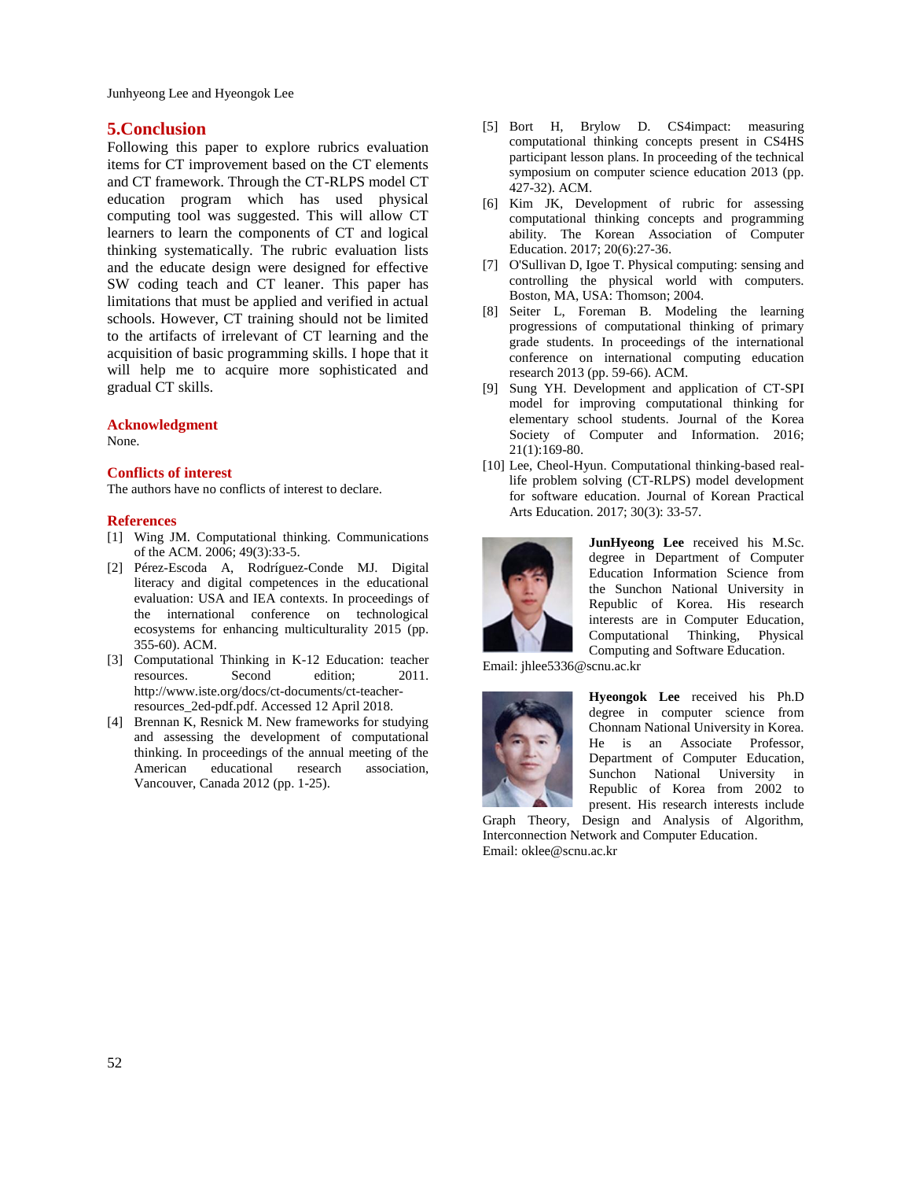## 5.Conclusion

Following this paper to explore rubrics evaluation items for CT improvement based on the CT elements and CT framework. Through the CT-RLPS model CT education program which has used physical computing tool was suggested. This will allow CT learners to learn the components of CT and logical thinking systematically. The rubric evaluation lists and the educate design were designed for effective SW coding teach and CT leaner. This paper has limitations that must be applied and verified in actual schools. However, CT training should not be limited to the artifacts of irrelevant of CT learning and the acquisition of basic programming skills. I hope that it will help me to acquire more sophisticated and gradual CT skills.

## Acknowledgment

None.

## Conflicts of interest

The authors have no conflicts of interest to declare.

## References

[1] Wing JM. Computational thinking. Communications of the ACM. 2006; 49(3):33-5.

[2] Pérez-Escoda A, Rodríguez-Conde MJ. Digital literacy and digital competences in the educational evaluation: USA and IEA contexts. In proceedings of the international conference on technological ecosystems for enhancing multiculturality 2015 (pp. 355-60). ACM.

[3] Computational Thinking in K-12 Education: teacher resources. Second edition; 2011. http://www.iste.org/docs/ct-documents/ct-teacher-resources_2ed-pdf.pdf. Accessed 12 April 2018.

[4] Brennan K, Resnick M. New frameworks for studying and assessing the development of computational thinking. In proceedings of the annual meeting of the American educational research association, Vancouver, Canada 2012 (pp. 1-25).

[5] Bort H, Brylow D. CS4impact: measuring computational thinking concepts present in CS4HS participant lesson plans. In proceeding of the technical symposium on computer science education 2013 (pp. 427-32). ACM.

[6] Kim JK, Development of rubric for assessing computational thinking concepts and programming ability. The Korean Association of Computer Education. 2017; 20(6):27-36.

[7] O'Sullivan D, Igoe T. Physical computing: sensing and controlling the physical world with computers. Boston, MA, USA: Thomson; 2004.

[8] Seiter L, Foreman B. Modeling the learning progressions of computational thinking of primary grade students. In proceedings of the international conference on international computing education research 2013 (pp. 59-66). ACM.

[9] Sung YH. Development and application of CT-SPI model for improving computational thinking for elementary school students. Journal of the Korea Society of Computer and Information. 2016; 21(1):169-80.

[10] Lee, Cheol-Hyun. Computational thinking-based real-life problem solving (CT-RLPS) model development for software education. Journal of Korean Practical Arts Education. 2017; 30(3): 33-57.

**JunHyeong Lee** received his M.Sc. degree in Department of Computer Education Information Science from the Sunchon National University in Republic of Korea. His research interests are in Computer Education, Computational Thinking, Physical Computing and Software Education.
Email: jhlee5336@scnu.ac.kr

**Hyeongok Lee** received his Ph.D degree in computer science from Chonnam National University in Korea. He is an Associate Professor, Department of Computer Education, Sunchon National University in Republic of Korea from 2002 to present. His research interests include Graph Theory, Design and Analysis of Algorithm, Interconnection Network and Computer Education.
Email: oklee@scnu.ac.kr